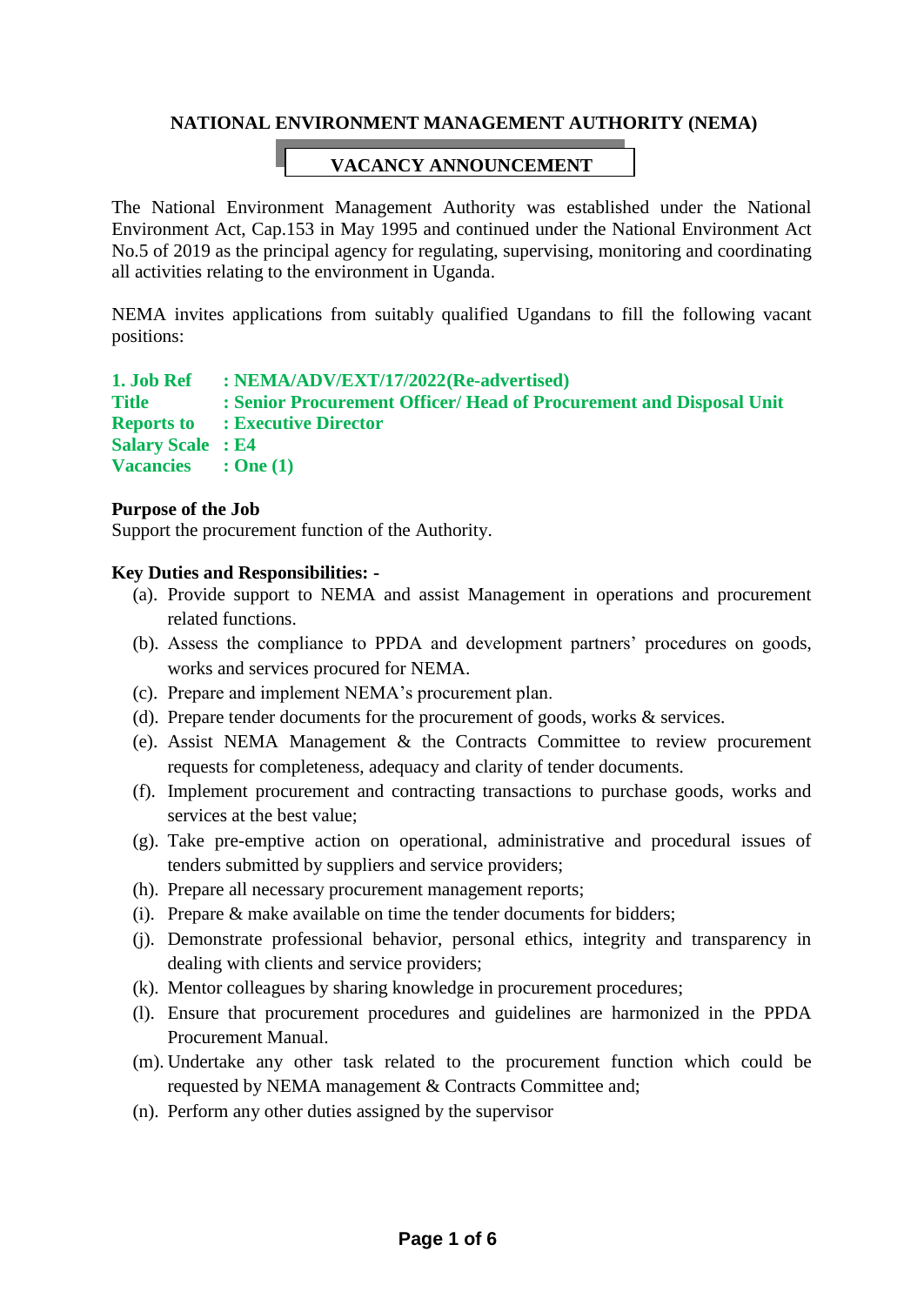# NATIONAL ENVIRONMENT MANAGEMENT AUTHORITY (NEMA)

## VACANCY ANNOUNCEMENT

The National Environment Management Authority was established under the National Environment Act, Cap.153 in May 1995 and continued under the National Environment Act No.5 of 2019 as the principal agency for regulating, supervising, monitoring and coordinating all activities relating to the environment in Uganda.

NEMA invites applications from suitably qualified Ugandans to fill the following vacant positions:

**1. Job Ref : NEMA/ADV/EXT/17/2022(Re-advertised)**
**Title : Senior Procurement Officer/ Head of Procurement and Disposal Unit**
**Reports to : Executive Director**
**Salary Scale : E4**
**Vacancies : One (1)**

**Purpose of the Job**
Support the procurement function of the Authority.

**Key Duties and Responsibilities: -**

(a). Provide support to NEMA and assist Management in operations and procurement related functions.
(b). Assess the compliance to PPDA and development partners' procedures on goods, works and services procured for NEMA.
(c). Prepare and implement NEMA's procurement plan.
(d). Prepare tender documents for the procurement of goods, works & services.
(e). Assist NEMA Management & the Contracts Committee to review procurement requests for completeness, adequacy and clarity of tender documents.
(f). Implement procurement and contracting transactions to purchase goods, works and services at the best value;
(g). Take pre-emptive action on operational, administrative and procedural issues of tenders submitted by suppliers and service providers;
(h). Prepare all necessary procurement management reports;
(i). Prepare & make available on time the tender documents for bidders;
(j). Demonstrate professional behavior, personal ethics, integrity and transparency in dealing with clients and service providers;
(k). Mentor colleagues by sharing knowledge in procurement procedures;
(l). Ensure that procurement procedures and guidelines are harmonized in the PPDA Procurement Manual.
(m). Undertake any other task related to the procurement function which could be requested by NEMA management & Contracts Committee and;
(n). Perform any other duties assigned by the supervisor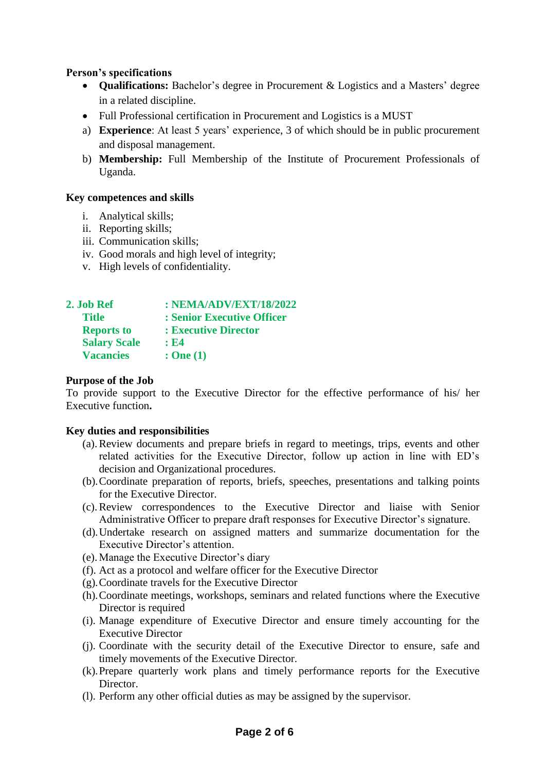**Person's specifications**

- **Qualifications:** Bachelor's degree in Procurement & Logistics and a Masters' degree in a related discipline.
- Full Professional certification in Procurement and Logistics is a MUST

a) **Experience**: At least 5 years' experience, 3 of which should be in public procurement and disposal management.

b) **Membership:** Full Membership of the Institute of Procurement Professionals of Uganda.

**Key competences and skills**

i. Analytical skills;
ii. Reporting skills;
iii. Communication skills;
iv. Good morals and high level of integrity;
v. High levels of confidentiality.

**2. Job Ref : NEMA/ADV/EXT/18/2022**
**Title : Senior Executive Officer**
**Reports to : Executive Director**
**Salary Scale : E4**
**Vacancies : One (1)**

**Purpose of the Job**

To provide support to the Executive Director for the effective performance of his/ her Executive function**.**

**Key duties and responsibilities**

(a). Review documents and prepare briefs in regard to meetings, trips, events and other related activities for the Executive Director, follow up action in line with ED's decision and Organizational procedures.
(b). Coordinate preparation of reports, briefs, speeches, presentations and talking points for the Executive Director.
(c). Review correspondences to the Executive Director and liaise with Senior Administrative Officer to prepare draft responses for Executive Director's signature.
(d). Undertake research on assigned matters and summarize documentation for the Executive Director's attention.
(e). Manage the Executive Director's diary
(f). Act as a protocol and welfare officer for the Executive Director
(g). Coordinate travels for the Executive Director
(h). Coordinate meetings, workshops, seminars and related functions where the Executive Director is required
(i). Manage expenditure of Executive Director and ensure timely accounting for the Executive Director
(j). Coordinate with the security detail of the Executive Director to ensure, safe and timely movements of the Executive Director.
(k). Prepare quarterly work plans and timely performance reports for the Executive Director.
(l). Perform any other official duties as may be assigned by the supervisor.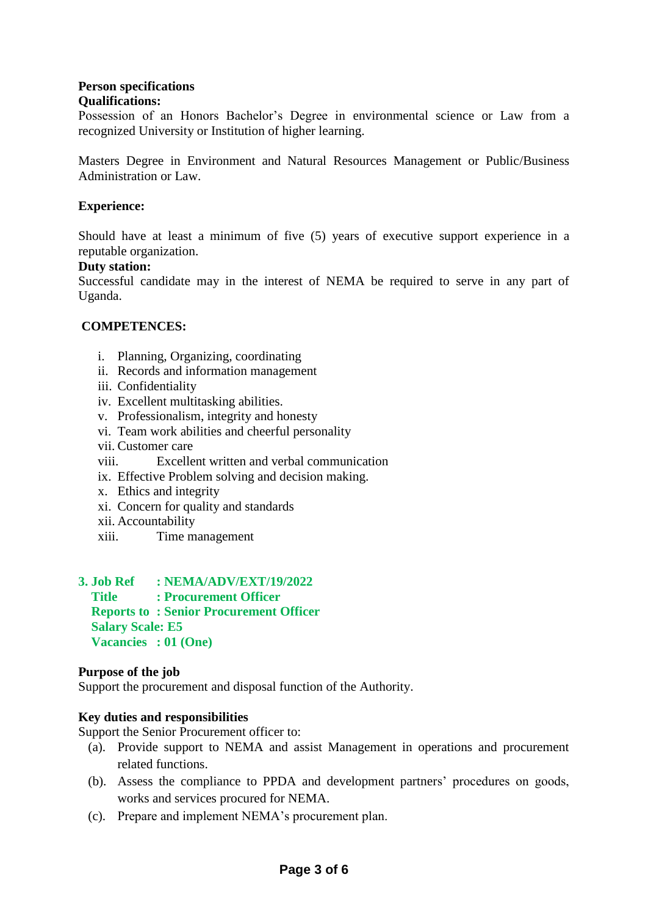**Person specifications**

**Qualifications:**

Possession of an Honors Bachelor's Degree in environmental science or Law from a recognized University or Institution of higher learning.

Masters Degree in Environment and Natural Resources Management or Public/Business Administration or Law.

**Experience:**

Should have at least a minimum of five (5) years of executive support experience in a reputable organization.

**Duty station:**

Successful candidate may in the interest of NEMA be required to serve in any part of Uganda.

**COMPETENCES:**

i. Planning, Organizing, coordinating
ii. Records and information management
iii. Confidentiality
iv. Excellent multitasking abilities.
v. Professionalism, integrity and honesty
vi. Team work abilities and cheerful personality
vii. Customer care
viii. Excellent written and verbal communication
ix. Effective Problem solving and decision making.
x. Ethics and integrity
xi. Concern for quality and standards
xii. Accountability
xiii. Time management

**3. Job Ref : NEMA/ADV/EXT/19/2022**
**Title : Procurement Officer**
**Reports to : Senior Procurement Officer**
**Salary Scale: E5**
**Vacancies : 01 (One)**

**Purpose of the job**

Support the procurement and disposal function of the Authority.

**Key duties and responsibilities**

Support the Senior Procurement officer to:

(a). Provide support to NEMA and assist Management in operations and procurement related functions.
(b). Assess the compliance to PPDA and development partners' procedures on goods, works and services procured for NEMA.
(c). Prepare and implement NEMA's procurement plan.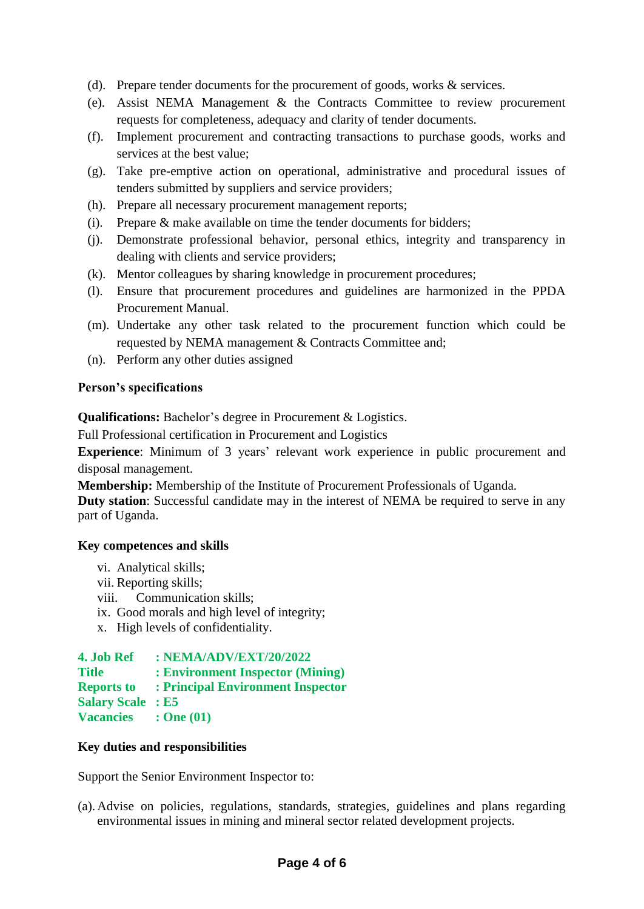(d). Prepare tender documents for the procurement of goods, works & services.

(e). Assist NEMA Management & the Contracts Committee to review procurement requests for completeness, adequacy and clarity of tender documents.

(f). Implement procurement and contracting transactions to purchase goods, works and services at the best value;

(g). Take pre-emptive action on operational, administrative and procedural issues of tenders submitted by suppliers and service providers;

(h). Prepare all necessary procurement management reports;

(i). Prepare & make available on time the tender documents for bidders;

(j). Demonstrate professional behavior, personal ethics, integrity and transparency in dealing with clients and service providers;

(k). Mentor colleagues by sharing knowledge in procurement procedures;

(l). Ensure that procurement procedures and guidelines are harmonized in the PPDA Procurement Manual.

(m). Undertake any other task related to the procurement function which could be requested by NEMA management & Contracts Committee and;

(n). Perform any other duties assigned

**Person's specifications**

**Qualifications:** Bachelor's degree in Procurement & Logistics.

Full Professional certification in Procurement and Logistics

**Experience**: Minimum of 3 years' relevant work experience in public procurement and disposal management.

**Membership:** Membership of the Institute of Procurement Professionals of Uganda.

**Duty station**: Successful candidate may in the interest of NEMA be required to serve in any part of Uganda.

**Key competences and skills**

vi. Analytical skills;

vii. Reporting skills;

viii. Communication skills;

ix. Good morals and high level of integrity;

x. High levels of confidentiality.

**4. Job Ref : NEMA/ADV/EXT/20/2022**

**Title : Environment Inspector (Mining)**

**Reports to : Principal Environment Inspector**

**Salary Scale : E5**

**Vacancies : One (01)**

**Key duties and responsibilities**

Support the Senior Environment Inspector to:

(a). Advise on policies, regulations, standards, strategies, guidelines and plans regarding environmental issues in mining and mineral sector related development projects.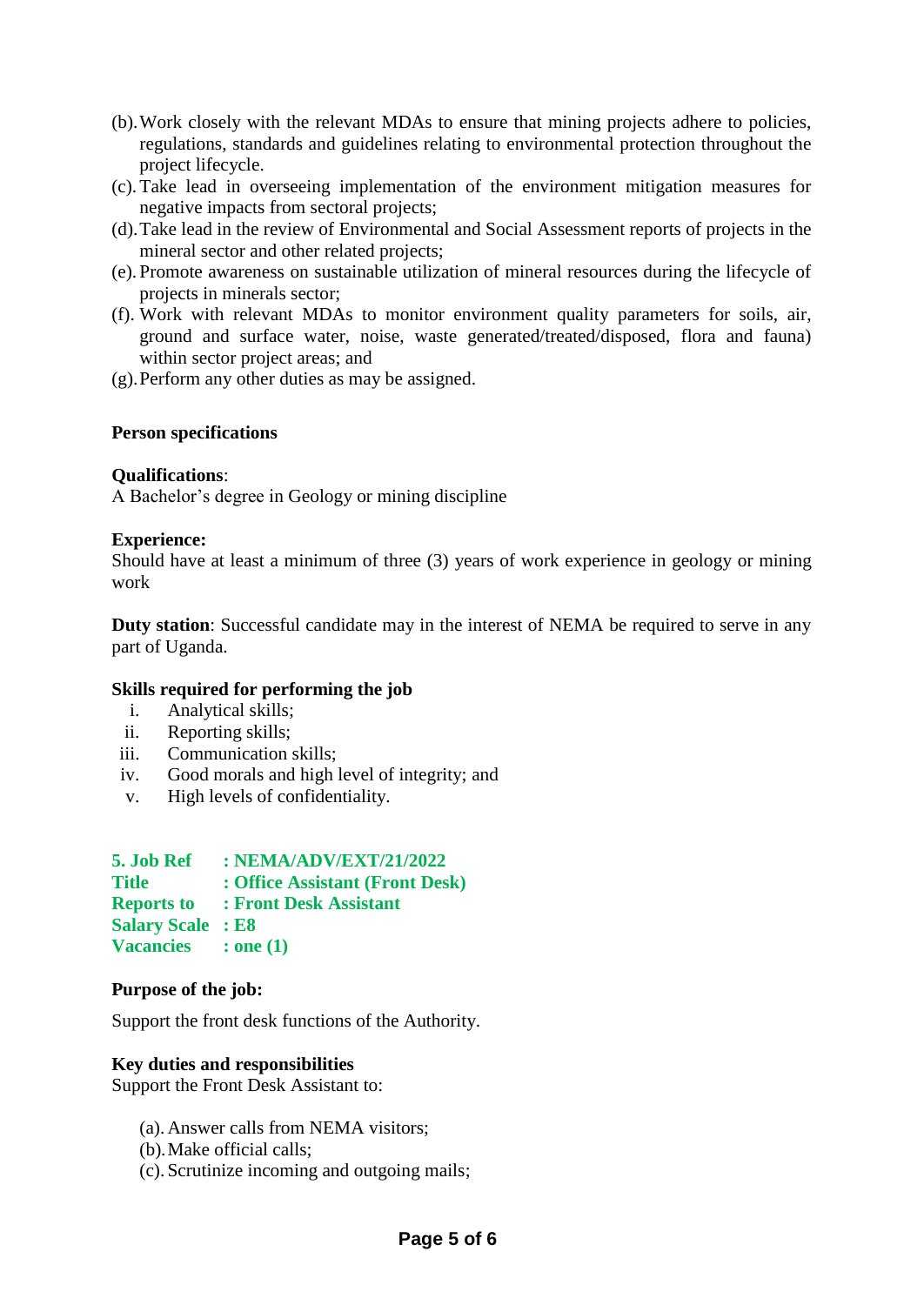(b). Work closely with the relevant MDAs to ensure that mining projects adhere to policies, regulations, standards and guidelines relating to environmental protection throughout the project lifecycle.
(c). Take lead in overseeing implementation of the environment mitigation measures for negative impacts from sectoral projects;
(d). Take lead in the review of Environmental and Social Assessment reports of projects in the mineral sector and other related projects;
(e). Promote awareness on sustainable utilization of mineral resources during the lifecycle of projects in minerals sector;
(f). Work with relevant MDAs to monitor environment quality parameters for soils, air, ground and surface water, noise, waste generated/treated/disposed, flora and fauna) within sector project areas; and
(g). Perform any other duties as may be assigned.

**Person specifications**

**Qualifications**:
A Bachelor's degree in Geology or mining discipline

**Experience:**
Should have at least a minimum of three (3) years of work experience in geology or mining work

**Duty station**: Successful candidate may in the interest of NEMA be required to serve in any part of Uganda.

**Skills required for performing the job**

i. Analytical skills;
ii. Reporting skills;
iii. Communication skills;
iv. Good morals and high level of integrity; and
v. High levels of confidentiality.

**5. Job Ref : NEMA/ADV/EXT/21/2022**
**Title : Office Assistant (Front Desk)**
**Reports to : Front Desk Assistant**
**Salary Scale : E8**
**Vacancies : one (1)**

**Purpose of the job:**

Support the front desk functions of the Authority.

**Key duties and responsibilities**
Support the Front Desk Assistant to:

(a). Answer calls from NEMA visitors;
(b). Make official calls;
(c). Scrutinize incoming and outgoing mails;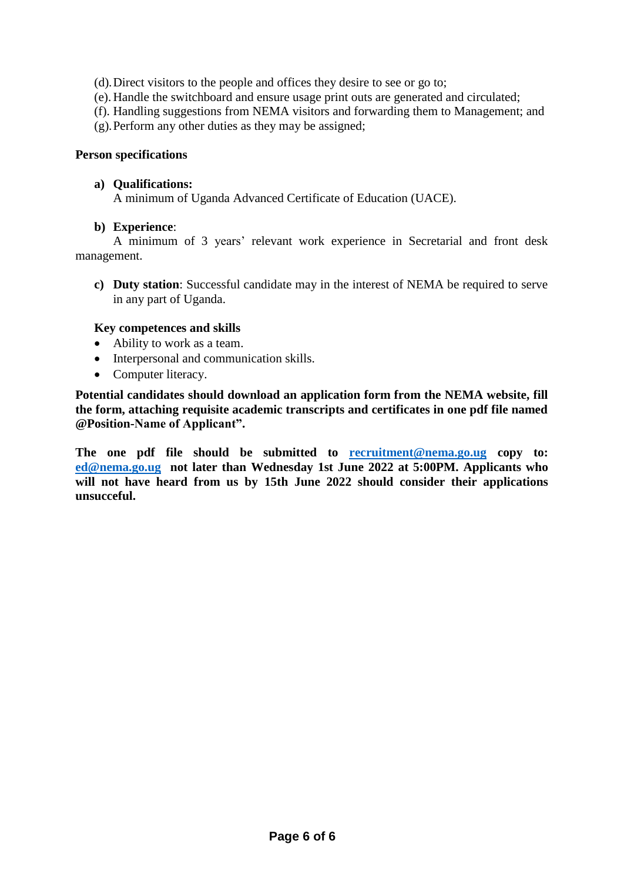(d). Direct visitors to the people and offices they desire to see or go to;
(e). Handle the switchboard and ensure usage print outs are generated and circulated;
(f). Handling suggestions from NEMA visitors and forwarding them to Management; and
(g). Perform any other duties as they may be assigned;

**Person specifications**

**a) Qualifications:**
A minimum of Uganda Advanced Certificate of Education (UACE).

**b) Experience**:
A minimum of 3 years' relevant work experience in Secretarial and front desk management.

**c) Duty station**: Successful candidate may in the interest of NEMA be required to serve in any part of Uganda.

**Key competences and skills**

- Ability to work as a team.
- Interpersonal and communication skills.
- Computer literacy.

**Potential candidates should download an application form from the NEMA website, fill the form, attaching requisite academic transcripts and certificates in one pdf file named @Position-Name of Applicant".**

**The one pdf file should be submitted to recruitment@nema.go.ug copy to: ed@nema.go.ug not later than Wednesday 1st June 2022 at 5:00PM. Applicants who will not have heard from us by 15th June 2022 should consider their applications unsucceful.**